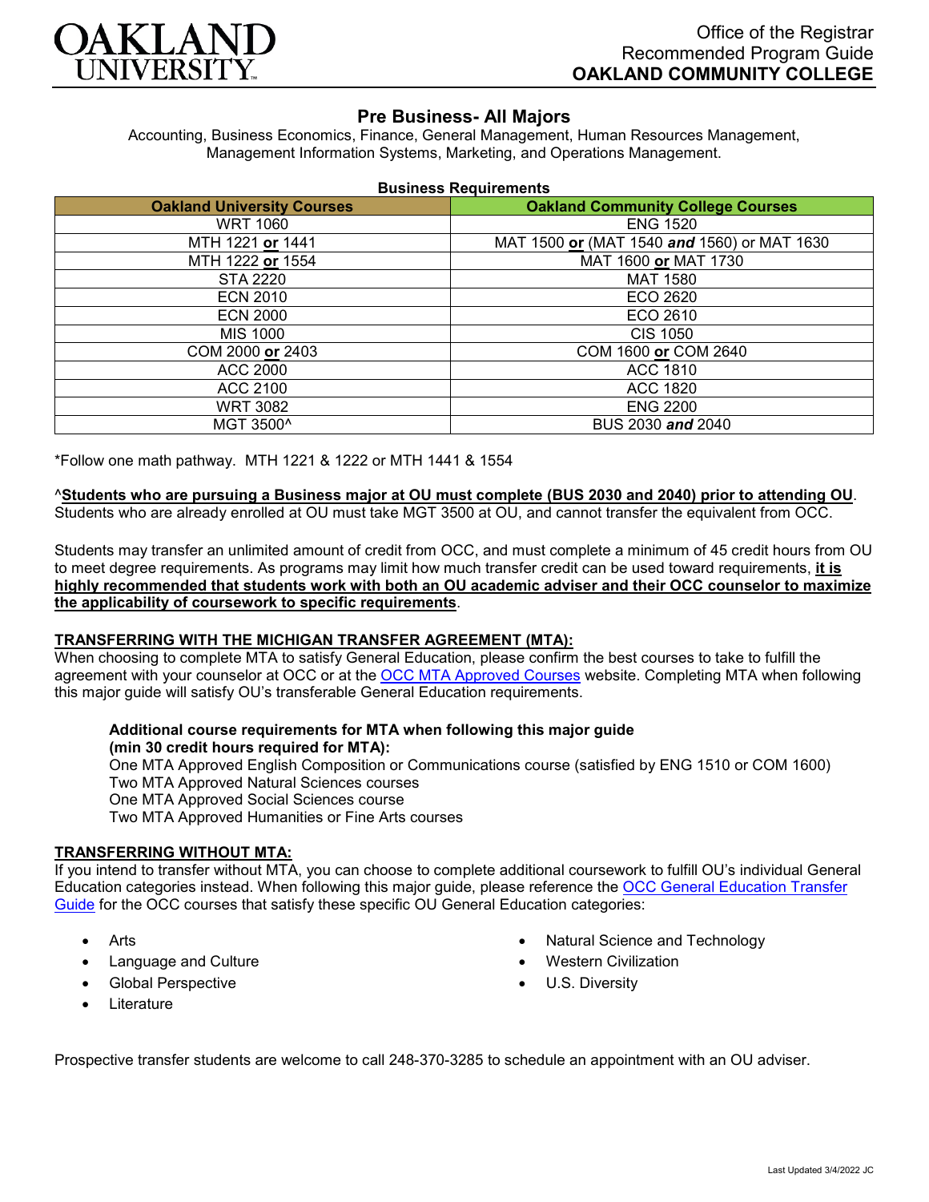Office of the Registrar
Recommended Program Guide
**OAKLAND COMMUNITY COLLEGE**

# Pre Business- All Majors

Accounting, Business Economics, Finance, General Management, Human Resources Management, Management Information Systems, Marketing, and Operations Management.

**Business Requirements**

| Oakland University Courses | Oakland Community College Courses |
|---|---|
| WRT 1060 | ENG 1520 |
| MTH 1221 **or** 1441 | MAT 1500 **or** (MAT 1540 ***and*** 1560) or MAT 1630 |
| MTH 1222 **or** 1554 | MAT 1600 **or** MAT 1730 |
| STA 2220 | MAT 1580 |
| ECN 2010 | ECO 2620 |
| ECN 2000 | ECO 2610 |
| MIS 1000 | CIS 1050 |
| COM 2000 **or** 2403 | COM 1600 **or** COM 2640 |
| ACC 2000 | ACC 1810 |
| ACC 2100 | ACC 1820 |
| WRT 3082 | ENG 2200 |
| MGT 3500^ | BUS 2030 ***and*** 2040 |

*Follow one math pathway. MTH 1221 & 1222 or MTH 1441 & 1554

^**Students who are pursuing a Business major at OU must complete (BUS 2030 and 2040) prior to attending OU**. Students who are already enrolled at OU must take MGT 3500 at OU, and cannot transfer the equivalent from OCC.

Students may transfer an unlimited amount of credit from OCC, and must complete a minimum of 45 credit hours from OU to meet degree requirements. As programs may limit how much transfer credit can be used toward requirements, **it is highly recommended that students work with both an OU academic adviser and their OCC counselor to maximize the applicability of coursework to specific requirements**.

## TRANSFERRING WITH THE MICHIGAN TRANSFER AGREEMENT (MTA):

When choosing to complete MTA to satisfy General Education, please confirm the best courses to take to fulfill the agreement with your counselor at OCC or at the OCC MTA Approved Courses website. Completing MTA when following this major guide will satisfy OU's transferable General Education requirements.

**Additional course requirements for MTA when following this major guide (min 30 credit hours required for MTA):**

One MTA Approved English Composition or Communications course (satisfied by ENG 1510 or COM 1600)
Two MTA Approved Natural Sciences courses
One MTA Approved Social Sciences course
Two MTA Approved Humanities or Fine Arts courses

## TRANSFERRING WITHOUT MTA:

If you intend to transfer without MTA, you can choose to complete additional coursework to fulfill OU's individual General Education categories instead. When following this major guide, please reference the OCC General Education Transfer Guide for the OCC courses that satisfy these specific OU General Education categories:

- Arts
- Language and Culture
- Global Perspective
- Literature
- Natural Science and Technology
- Western Civilization
- U.S. Diversity

Prospective transfer students are welcome to call 248-370-3285 to schedule an appointment with an OU adviser.

Last Updated 3/4/2022 JC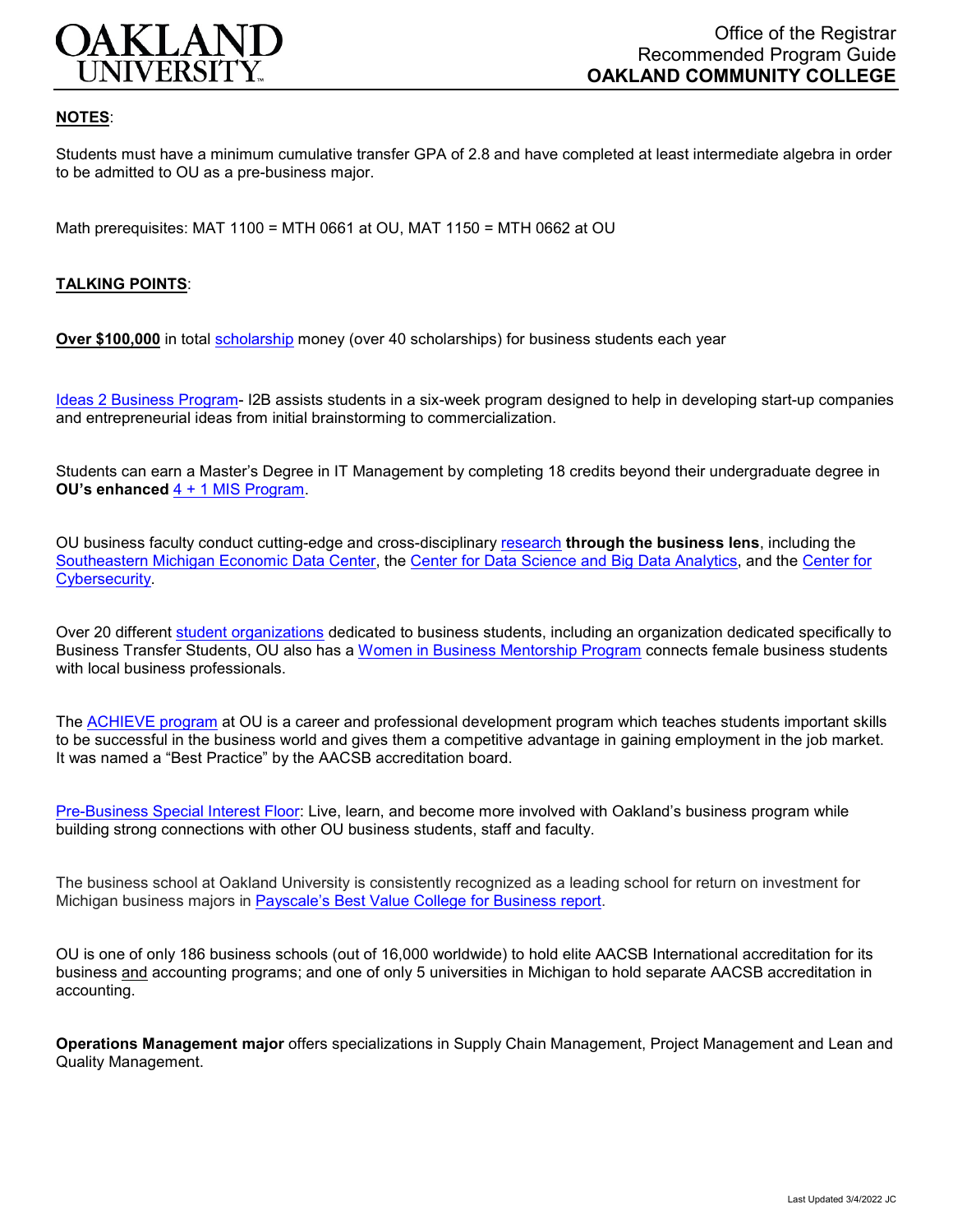**NOTES**:

Students must have a minimum cumulative transfer GPA of 2.8 and have completed at least intermediate algebra in order to be admitted to OU as a pre-business major.

Math prerequisites: MAT 1100 = MTH 0661 at OU, MAT 1150 = MTH 0662 at OU

**TALKING POINTS**:

**Over $100,000** in total scholarship money (over 40 scholarships) for business students each year

Ideas 2 Business Program- I2B assists students in a six-week program designed to help in developing start-up companies and entrepreneurial ideas from initial brainstorming to commercialization.

Students can earn a Master's Degree in IT Management by completing 18 credits beyond their undergraduate degree in **OU's enhanced** 4 + 1 MIS Program.

OU business faculty conduct cutting-edge and cross-disciplinary research **through the business lens**, including the Southeastern Michigan Economic Data Center, the Center for Data Science and Big Data Analytics, and the Center for Cybersecurity.

Over 20 different student organizations dedicated to business students, including an organization dedicated specifically to Business Transfer Students, OU also has a Women in Business Mentorship Program connects female business students with local business professionals.

The ACHIEVE program at OU is a career and professional development program which teaches students important skills to be successful in the business world and gives them a competitive advantage in gaining employment in the job market. It was named a "Best Practice" by the AACSB accreditation board.

Pre-Business Special Interest Floor: Live, learn, and become more involved with Oakland's business program while building strong connections with other OU business students, staff and faculty.

The business school at Oakland University is consistently recognized as a leading school for return on investment for Michigan business majors in Payscale's Best Value College for Business report.

OU is one of only 186 business schools (out of 16,000 worldwide) to hold elite AACSB International accreditation for its business and accounting programs; and one of only 5 universities in Michigan to hold separate AACSB accreditation in accounting.

**Operations Management major** offers specializations in Supply Chain Management, Project Management and Lean and Quality Management.

Last Updated 3/4/2022 JC